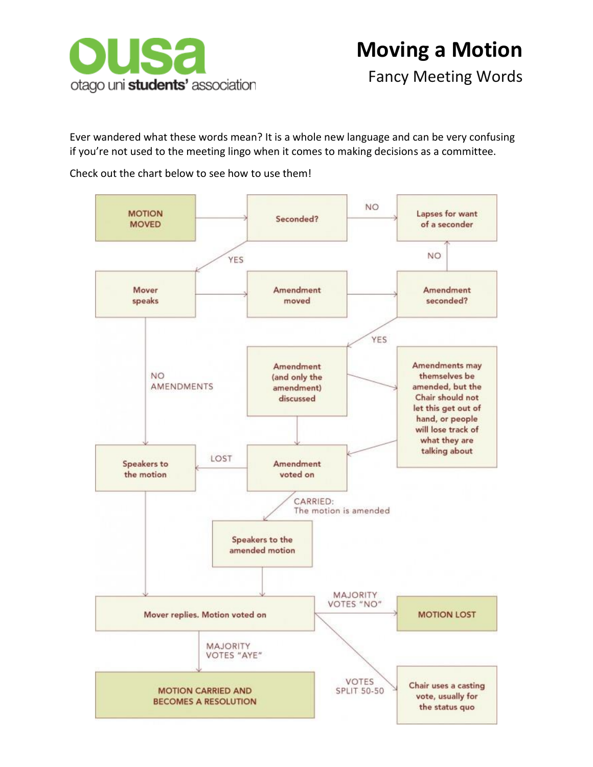# Moving a Motion

## Fancy Meeting Words

ousa
otago uni **students'** association

Ever wandered what these words mean? It is a whole new language and can be very confusing if you're not used to the meeting lingo when it comes to making decisions as a committee.

Check out the chart below to see how to use them!

- MOTION MOVED → Seconded?
- Seconded? — NO → Lapses for want of a seconder
- Seconded? — YES → Mover speaks
- Mover speaks → Amendment moved → Amendment seconded?
- Amendment seconded? — NO → Lapses for want of a seconder
- Amendment seconded? — YES → Amendment (and only the amendment) discussed
- Amendment (and only the amendment) discussed → Amendments may themselves be amended, but the Chair should not let this get out of hand, or people will lose track of what they are talking about → Amendment voted on
- Amendment (and only the amendment) discussed → Amendment voted on
- Mover speaks — NO AMENDMENTS → Speakers to the motion
- Amendment voted on — LOST → Speakers to the motion
- Amendment voted on — CARRIED: The motion is amended → Speakers to the amended motion
- Speakers to the motion → Mover replies. Motion voted on
- Speakers to the amended motion → Mover replies. Motion voted on
- Mover replies. Motion voted on — MAJORITY VOTES "NO" → MOTION LOST
- Mover replies. Motion voted on — MAJORITY VOTES "AYE" → MOTION CARRIED AND BECOMES A RESOLUTION
- Mover replies. Motion voted on — VOTES SPLIT 50-50 → Chair uses a casting vote, usually for the status quo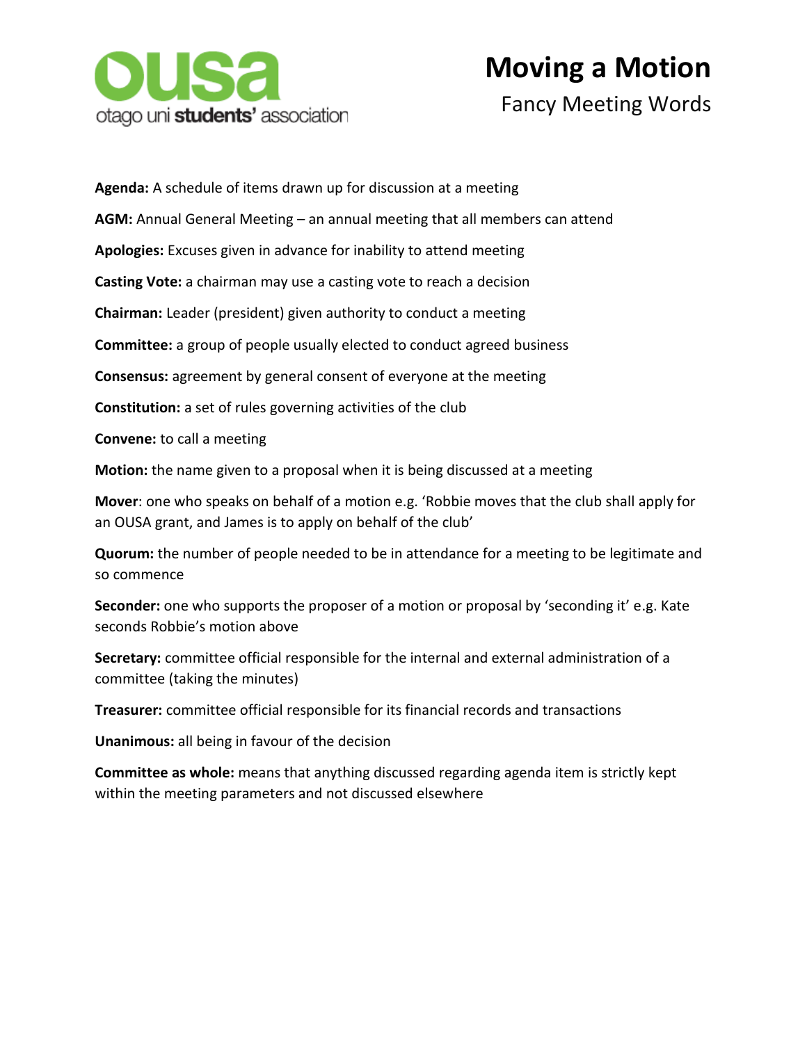# Moving a Motion

## Fancy Meeting Words

**Agenda:** A schedule of items drawn up for discussion at a meeting

**AGM:** Annual General Meeting – an annual meeting that all members can attend

**Apologies:** Excuses given in advance for inability to attend meeting

**Casting Vote:** a chairman may use a casting vote to reach a decision

**Chairman:** Leader (president) given authority to conduct a meeting

**Committee:** a group of people usually elected to conduct agreed business

**Consensus:** agreement by general consent of everyone at the meeting

**Constitution:** a set of rules governing activities of the club

**Convene:** to call a meeting

**Motion:** the name given to a proposal when it is being discussed at a meeting

**Mover**: one who speaks on behalf of a motion e.g. 'Robbie moves that the club shall apply for an OUSA grant, and James is to apply on behalf of the club'

**Quorum:** the number of people needed to be in attendance for a meeting to be legitimate and so commence

**Seconder:** one who supports the proposer of a motion or proposal by 'seconding it' e.g. Kate seconds Robbie's motion above

**Secretary:** committee official responsible for the internal and external administration of a committee (taking the minutes)

**Treasurer:** committee official responsible for its financial records and transactions

**Unanimous:** all being in favour of the decision

**Committee as whole:** means that anything discussed regarding agenda item is strictly kept within the meeting parameters and not discussed elsewhere